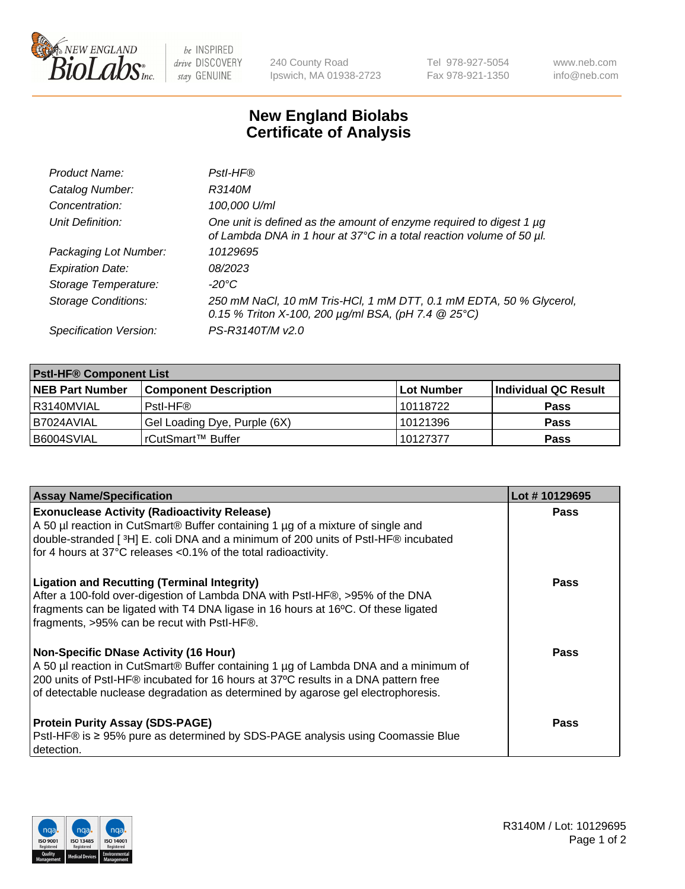New England BioLabs Inc. — be INSPIRED drive DISCOVERY stay GENUINE

240 County Road
Ipswich, MA 01938-2723

Tel 978-927-5054
Fax 978-921-1350

www.neb.com
info@neb.com

# New England Biolabs
# Certificate of Analysis

| | |
|---|---|
| *Product Name:* | *PstI-HF®* |
| *Catalog Number:* | *R3140M* |
| *Concentration:* | *100,000 U/ml* |
| *Unit Definition:* | *One unit is defined as the amount of enzyme required to digest 1 µg of Lambda DNA in 1 hour at 37°C in a total reaction volume of 50 µl.* |
| *Packaging Lot Number:* | *10129695* |
| *Expiration Date:* | *08/2023* |
| *Storage Temperature:* | *-20°C* |
| *Storage Conditions:* | *250 mM NaCl, 10 mM Tris-HCl, 1 mM DTT, 0.1 mM EDTA, 50 % Glycerol, 0.15 % Triton X-100, 200 µg/ml BSA, (pH 7.4 @ 25°C)* |
| *Specification Version:* | *PS-R3140T/M v2.0* |

| **PstI-HF® Component List** | | | |
|---|---|---|---|
| **NEB Part Number** | **Component Description** | **Lot Number** | **Individual QC Result** |
| R3140MVIAL | PstI-HF® | 10118722 | **Pass** |
| B7024AVIAL | Gel Loading Dye, Purple (6X) | 10121396 | **Pass** |
| B6004SVIAL | rCutSmart™ Buffer | 10127377 | **Pass** |

| **Assay Name/Specification** | **Lot # 10129695** |
|---|---|
| **Exonuclease Activity (Radioactivity Release)**<br>A 50 µl reaction in CutSmart® Buffer containing 1 µg of a mixture of single and double-stranded [ $^3$H] E. coli DNA and a minimum of 200 units of PstI-HF® incubated for 4 hours at 37°C releases <0.1% of the total radioactivity. | **Pass** |
| **Ligation and Recutting (Terminal Integrity)**<br>After a 100-fold over-digestion of Lambda DNA with PstI-HF®, >95% of the DNA fragments can be ligated with T4 DNA ligase in 16 hours at 16ºC. Of these ligated fragments, >95% can be recut with PstI-HF®. | **Pass** |
| **Non-Specific DNase Activity (16 Hour)**<br>A 50 µl reaction in CutSmart® Buffer containing 1 µg of Lambda DNA and a minimum of 200 units of PstI-HF® incubated for 16 hours at 37ºC results in a DNA pattern free of detectable nuclease degradation as determined by agarose gel electrophoresis. | **Pass** |
| **Protein Purity Assay (SDS-PAGE)**<br>PstI-HF® is ≥ 95% pure as determined by SDS-PAGE analysis using Coomassie Blue detection. | **Pass** |

R3140M / Lot: 10129695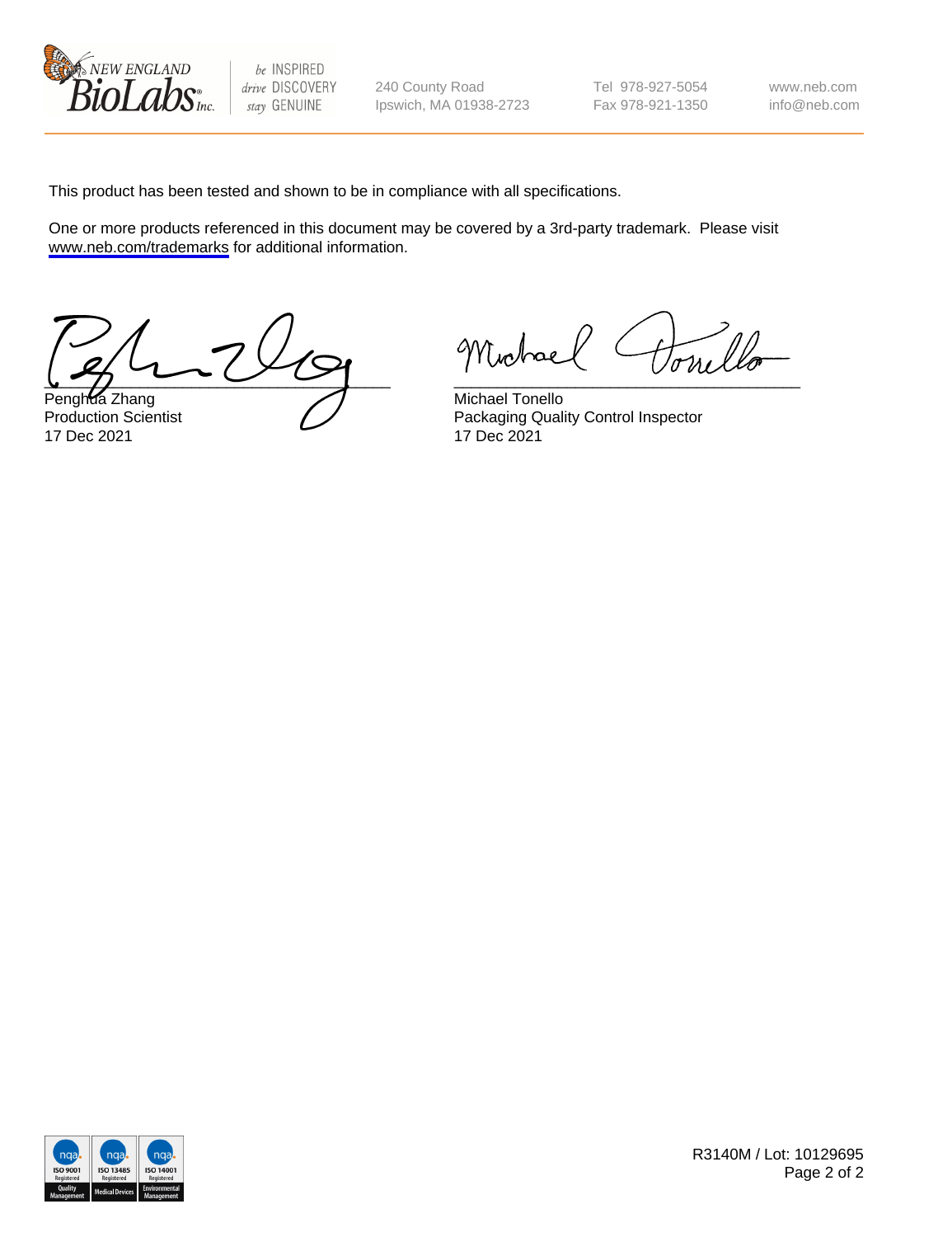This product has been tested and shown to be in compliance with all specifications.

One or more products referenced in this document may be covered by a 3rd-party trademark. Please visit www.neb.com/trademarks for additional information.

Penghua Zhang
Production Scientist
17 Dec 2021

Michael Tonello
Packaging Quality Control Inspector
17 Dec 2021

R3140M / Lot: 10129695